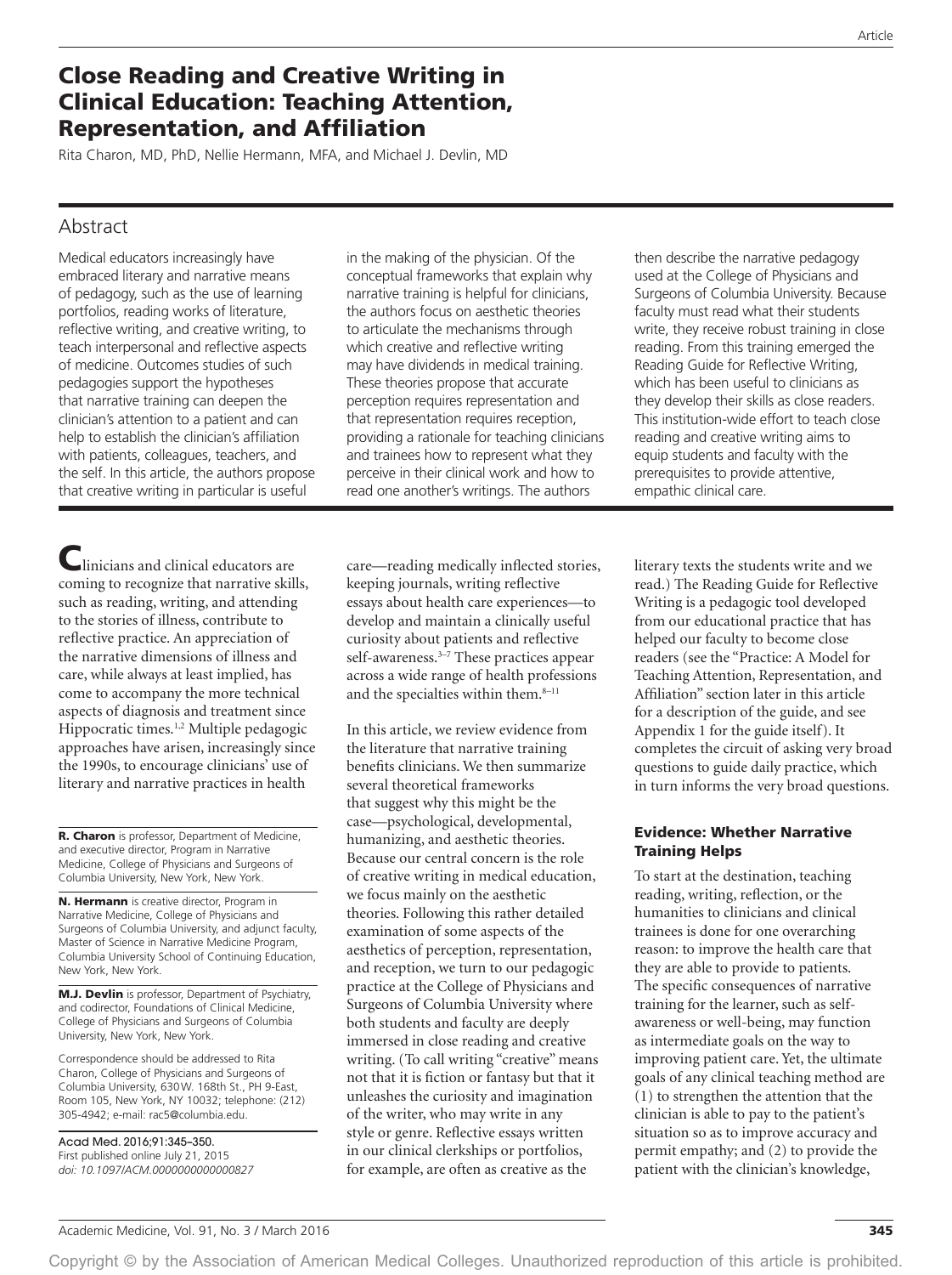# Close Reading and Creative Writing in Clinical Education: Teaching Attention, Representation, and Affiliation

Rita Charon, MD, PhD, Nellie Hermann, MFA, and Michael J. Devlin, MD

## Abstract

Medical educators increasingly have embraced literary and narrative means of pedagogy, such as the use of learning portfolios, reading works of literature, reflective writing, and creative writing, to teach interpersonal and reflective aspects of medicine. Outcomes studies of such pedagogies support the hypotheses that narrative training can deepen the clinician's attention to a patient and can help to establish the clinician's affiliation with patients, colleagues, teachers, and the self. In this article, the authors propose that creative writing in particular is useful in the making of the physician. Of the conceptual frameworks that explain why narrative training is helpful for clinicians, the authors focus on aesthetic theories to articulate the mechanisms through which creative and reflective writing may have dividends in medical training. These theories propose that accurate perception requires representation and that representation requires reception, providing a rationale for teaching clinicians and trainees how to represent what they perceive in their clinical work and how to read one another's writings. The authors then describe the narrative pedagogy used at the College of Physicians and Surgeons of Columbia University. Because faculty must read what their students write, they receive robust training in close reading. From this training emerged the Reading Guide for Reflective Writing, which has been useful to clinicians as they develop their skills as close readers. This institution-wide effort to teach close reading and creative writing aims to equip students and faculty with the prerequisites to provide attentive, empathic clinical care.

Clinicians and clinical educators are coming to recognize that narrative skills, such as reading, writing, and attending to the stories of illness, contribute to reflective practice. An appreciation of the narrative dimensions of illness and care, while always at least implied, has come to accompany the more technical aspects of diagnosis and treatment since Hippocratic times.[1,2] Multiple pedagogic approaches have arisen, increasingly since the 1990s, to encourage clinicians' use of literary and narrative practices in health care—reading medically inflected stories, keeping journals, writing reflective essays about health care experiences—to develop and maintain a clinically useful curiosity about patients and reflective self-awareness.[3–7] These practices appear across a wide range of health professions and the specialties within them.[8–11]

In this article, we review evidence from the literature that narrative training benefits clinicians. We then summarize several theoretical frameworks that suggest why this might be the case—psychological, developmental, humanizing, and aesthetic theories. Because our central concern is the role of creative writing in medical education, we focus mainly on the aesthetic theories. Following this rather detailed examination of some aspects of the aesthetics of perception, representation, and reception, we turn to our pedagogic practice at the College of Physicians and Surgeons of Columbia University where both students and faculty are deeply immersed in close reading and creative writing. (To call writing "creative" means not that it is fiction or fantasy but that it unleashes the curiosity and imagination of the writer, who may write in any style or genre. Reflective essays written in our clinical clerkships or portfolios, for example, are often as creative as the literary texts the students write and we read.) The Reading Guide for Reflective Writing is a pedagogic tool developed from our educational practice that has helped our faculty to become close readers (see the "Practice: A Model for Teaching Attention, Representation, and Affiliation" section later in this article for a description of the guide, and see Appendix 1 for the guide itself). It completes the circuit of asking very broad questions to guide daily practice, which in turn informs the very broad questions.

### Evidence: Whether Narrative Training Helps

To start at the destination, teaching reading, writing, reflection, or the humanities to clinicians and clinical trainees is done for one overarching reason: to improve the health care that they are able to provide to patients. The specific consequences of narrative training for the learner, such as self-awareness or well-being, may function as intermediate goals on the way to improving patient care. Yet, the ultimate goals of any clinical teaching method are (1) to strengthen the attention that the clinician is able to pay to the patient's situation so as to improve accuracy and permit empathy; and (2) to provide the patient with the clinician's knowledge,

---

**R. Charon** is professor, Department of Medicine, and executive director, Program in Narrative Medicine, College of Physicians and Surgeons of Columbia University, New York, New York.

**N. Hermann** is creative director, Program in Narrative Medicine, College of Physicians and Surgeons of Columbia University, and adjunct faculty, Master of Science in Narrative Medicine Program, Columbia University School of Continuing Education, New York, New York.

**M.J. Devlin** is professor, Department of Psychiatry, and codirector, Foundations of Clinical Medicine, College of Physicians and Surgeons of Columbia University, New York, New York.

Correspondence should be addressed to Rita Charon, College of Physicians and Surgeons of Columbia University, 630W. 168th St., PH 9-East, Room 105, New York, NY 10032; telephone: (212) 305-4942; e-mail: rac5@columbia.edu.

Acad Med. 2016;91:345–350.
First published online July 21, 2015
*doi: 10.1097/ACM.0000000000000827*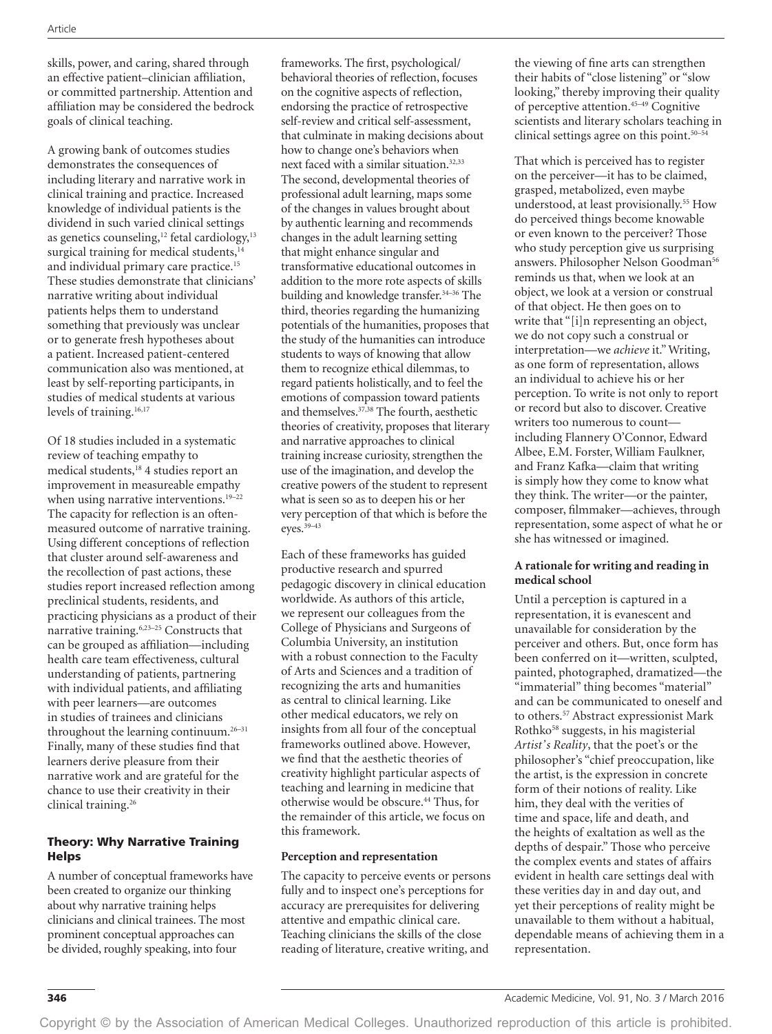skills, power, and caring, shared through an effective patient–clinician affiliation, or committed partnership. Attention and affiliation may be considered the bedrock goals of clinical teaching.

A growing bank of outcomes studies demonstrates the consequences of including literary and narrative work in clinical training and practice. Increased knowledge of individual patients is the dividend in such varied clinical settings as genetics counseling,[12] fetal cardiology,[13] surgical training for medical students,[14] and individual primary care practice.[15] These studies demonstrate that clinicians' narrative writing about individual patients helps them to understand something that previously was unclear or to generate fresh hypotheses about a patient. Increased patient-centered communication also was mentioned, at least by self-reporting participants, in studies of medical students at various levels of training.[16,17]

Of 18 studies included in a systematic review of teaching empathy to medical students,[18] 4 studies report an improvement in measureable empathy when using narrative interventions.[19–22] The capacity for reflection is an often-measured outcome of narrative training. Using different conceptions of reflection that cluster around self-awareness and the recollection of past actions, these studies report increased reflection among preclinical students, residents, and practicing physicians as a product of their narrative training.[6,23–25] Constructs that can be grouped as affiliation—including health care team effectiveness, cultural understanding of patients, partnering with individual patients, and affiliating with peer learners—are outcomes in studies of trainees and clinicians throughout the learning continuum.[26–31] Finally, many of these studies find that learners derive pleasure from their narrative work and are grateful for the chance to use their creativity in their clinical training.[26]

## Theory: Why Narrative Training Helps

A number of conceptual frameworks have been created to organize our thinking about why narrative training helps clinicians and clinical trainees. The most prominent conceptual approaches can be divided, roughly speaking, into four frameworks. The first, psychological/behavioral theories of reflection, focuses on the cognitive aspects of reflection, endorsing the practice of retrospective self-review and critical self-assessment, that culminate in making decisions about how to change one's behaviors when next faced with a similar situation.[32,33] The second, developmental theories of professional adult learning, maps some of the changes in values brought about by authentic learning and recommends changes in the adult learning setting that might enhance singular and transformative educational outcomes in addition to the more rote aspects of skills building and knowledge transfer.[34–36] The third, theories regarding the humanizing potentials of the humanities, proposes that the study of the humanities can introduce students to ways of knowing that allow them to recognize ethical dilemmas, to regard patients holistically, and to feel the emotions of compassion toward patients and themselves.[37,38] The fourth, aesthetic theories of creativity, proposes that literary and narrative approaches to clinical training increase curiosity, strengthen the use of the imagination, and develop the creative powers of the student to represent what is seen so as to deepen his or her very perception of that which is before the eyes.[39–43]

Each of these frameworks has guided productive research and spurred pedagogic discovery in clinical education worldwide. As authors of this article, we represent our colleagues from the College of Physicians and Surgeons of Columbia University, an institution with a robust connection to the Faculty of Arts and Sciences and a tradition of recognizing the arts and humanities as central to clinical learning. Like other medical educators, we rely on insights from all four of the conceptual frameworks outlined above. However, we find that the aesthetic theories of creativity highlight particular aspects of teaching and learning in medicine that otherwise would be obscure.[44] Thus, for the remainder of this article, we focus on this framework.

### Perception and representation

The capacity to perceive events or persons fully and to inspect one's perceptions for accuracy are prerequisites for delivering attentive and empathic clinical care. Teaching clinicians the skills of the close reading of literature, creative writing, and the viewing of fine arts can strengthen their habits of "close listening" or "slow looking," thereby improving their quality of perceptive attention.[45–49] Cognitive scientists and literary scholars teaching in clinical settings agree on this point.[50–54]

That which is perceived has to register on the perceiver—it has to be claimed, grasped, metabolized, even maybe understood, at least provisionally.[55] How do perceived things become knowable or even known to the perceiver? Those who study perception give us surprising answers. Philosopher Nelson Goodman[56] reminds us that, when we look at an object, we look at a version or construal of that object. He then goes on to write that "[i]n representing an object, we do not copy such a construal or interpretation—we *achieve* it." Writing, as one form of representation, allows an individual to achieve his or her perception. To write is not only to report or record but also to discover. Creative writers too numerous to count—including Flannery O'Connor, Edward Albee, E.M. Forster, William Faulkner, and Franz Kafka—claim that writing is simply how they come to know what they think. The writer—or the painter, composer, filmmaker—achieves, through representation, some aspect of what he or she has witnessed or imagined.

### A rationale for writing and reading in medical school

Until a perception is captured in a representation, it is evanescent and unavailable for consideration by the perceiver and others. But, once form has been conferred on it—written, sculpted, painted, photographed, dramatized—the "immaterial" thing becomes "material" and can be communicated to oneself and to others.[57] Abstract expressionist Mark Rothko[58] suggests, in his magisterial *Artist's Reality*, that the poet's or the philosopher's "chief preoccupation, like the artist, is the expression in concrete form of their notions of reality. Like him, they deal with the verities of time and space, life and death, and the heights of exaltation as well as the depths of despair." Those who perceive the complex events and states of affairs evident in health care settings deal with these verities day in and day out, and yet their perceptions of reality might be unavailable to them without a habitual, dependable means of achieving them in a representation.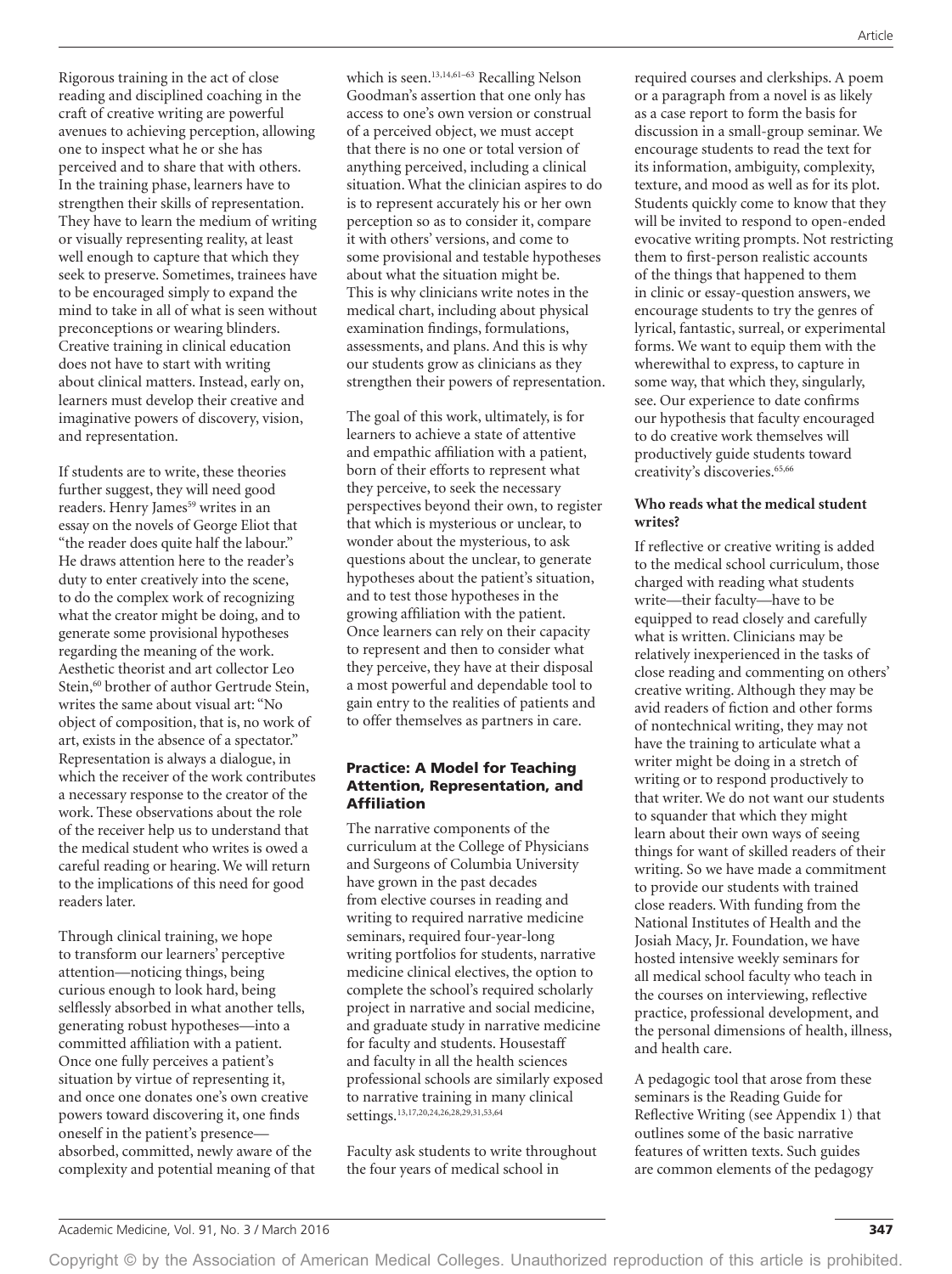Rigorous training in the act of close reading and disciplined coaching in the craft of creative writing are powerful avenues to achieving perception, allowing one to inspect what he or she has perceived and to share that with others. In the training phase, learners have to strengthen their skills of representation. They have to learn the medium of writing or visually representing reality, at least well enough to capture that which they seek to preserve. Sometimes, trainees have to be encouraged simply to expand the mind to take in all of what is seen without preconceptions or wearing blinders. Creative training in clinical education does not have to start with writing about clinical matters. Instead, early on, learners must develop their creative and imaginative powers of discovery, vision, and representation.

If students are to write, these theories further suggest, they will need good readers. Henry James[59] writes in an essay on the novels of George Eliot that "the reader does quite half the labour." He draws attention here to the reader's duty to enter creatively into the scene, to do the complex work of recognizing what the creator might be doing, and to generate some provisional hypotheses regarding the meaning of the work. Aesthetic theorist and art collector Leo Stein,[60] brother of author Gertrude Stein, writes the same about visual art: "No object of composition, that is, no work of art, exists in the absence of a spectator." Representation is always a dialogue, in which the receiver of the work contributes a necessary response to the creator of the work. These observations about the role of the receiver help us to understand that the medical student who writes is owed a careful reading or hearing. We will return to the implications of this need for good readers later.

Through clinical training, we hope to transform our learners' perceptive attention—noticing things, being curious enough to look hard, being selflessly absorbed in what another tells, generating robust hypotheses—into a committed affiliation with a patient. Once one fully perceives a patient's situation by virtue of representing it, and once one donates one's own creative powers toward discovering it, one finds oneself in the patient's presence—absorbed, committed, newly aware of the complexity and potential meaning of that which is seen.[13,14,61–63] Recalling Nelson Goodman's assertion that one only has access to one's own version or construal of a perceived object, we must accept that there is no one or true version of anything perceived, including a clinical situation. What the clinician aspires to do is to represent accurately his or her own perception so as to consider it, compare it with others' versions, and come to some provisional and testable hypotheses about what the situation might be. This is why clinicians write notes in the medical chart, including about physical examination findings, formulations, assessments, and plans. And this is why our students grow as clinicians as they strengthen their powers of representation.

The goal of this work, ultimately, is for learners to achieve a state of attentive and empathic affiliation with a patient, born of their efforts to represent what they perceive, to seek the necessary perspectives beyond their own, to register that which is mysterious or unclear, to wonder about the mysterious, to ask questions about the unclear, to generate hypotheses about the patient's situation, and to test those hypotheses in the growing affiliation with the patient. Once learners can rely on their capacity to represent and then to consider what they perceive, they have at their disposal a most powerful and dependable tool to gain entry to the realities of patients and to offer themselves as partners in care.

## Practice: A Model for Teaching Attention, Representation, and Affiliation

The narrative components of the curriculum at the College of Physicians and Surgeons of Columbia University have grown in the past decades from elective courses in reading and writing to required narrative medicine seminars, required four-year-long writing portfolios for students, narrative medicine clinical electives, the option to complete the school's required scholarly project in narrative and social medicine, and graduate study in narrative medicine for faculty and students. Housestaff and faculty in all the health sciences professional schools are similarly exposed to narrative training in many clinical settings.[13,17,20,24,26,28,29,31,53,64]

Faculty ask students to write throughout the four years of medical school in required courses and clerkships. A poem or a paragraph from a novel is as likely as a case report to form the basis for discussion in a small-group seminar. We encourage students to read the text for its information, ambiguity, complexity, texture, and mood as well as for its plot. Students quickly come to know that they will be invited to respond to open-ended evocative writing prompts. Not restricting them to first-person realistic accounts of the things that happened to them in clinic or essay-question answers, we encourage students to try the genres of lyrical, fantastic, surreal, or experimental forms. We want to equip them with the wherewithal to express, to capture in some way, that which they, singularly, see. Our experience to date confirms our hypothesis that faculty encouraged to do creative work themselves will productively guide students toward creativity's discoveries.[65,66]

### Who reads what the medical student writes?

If reflective or creative writing is added to the medical school curriculum, those charged with reading what students write—their faculty—have to be equipped to read closely and carefully what is written. Clinicians may be relatively inexperienced in the tasks of close reading and commenting on others' creative writing. Although they may be avid readers of fiction and other forms of nontechnical writing, they may not have the training to articulate what a writer might be doing in a stretch of writing or to respond productively to that writer. We do not want our students to squander that which they might learn about their own ways of seeing things for want of skilled readers of their writing. So we have made a commitment to provide our students with trained close readers. With funding from the National Institutes of Health and the Josiah Macy, Jr. Foundation, we have hosted intensive weekly seminars for all medical school faculty who teach in the courses on interviewing, reflective practice, professional development, and the personal dimensions of health, illness, and health care.

A pedagogic tool that arose from these seminars is the Reading Guide for Reflective Writing (see Appendix 1) that outlines some of the basic narrative features of written texts. Such guides are common elements of the pedagogy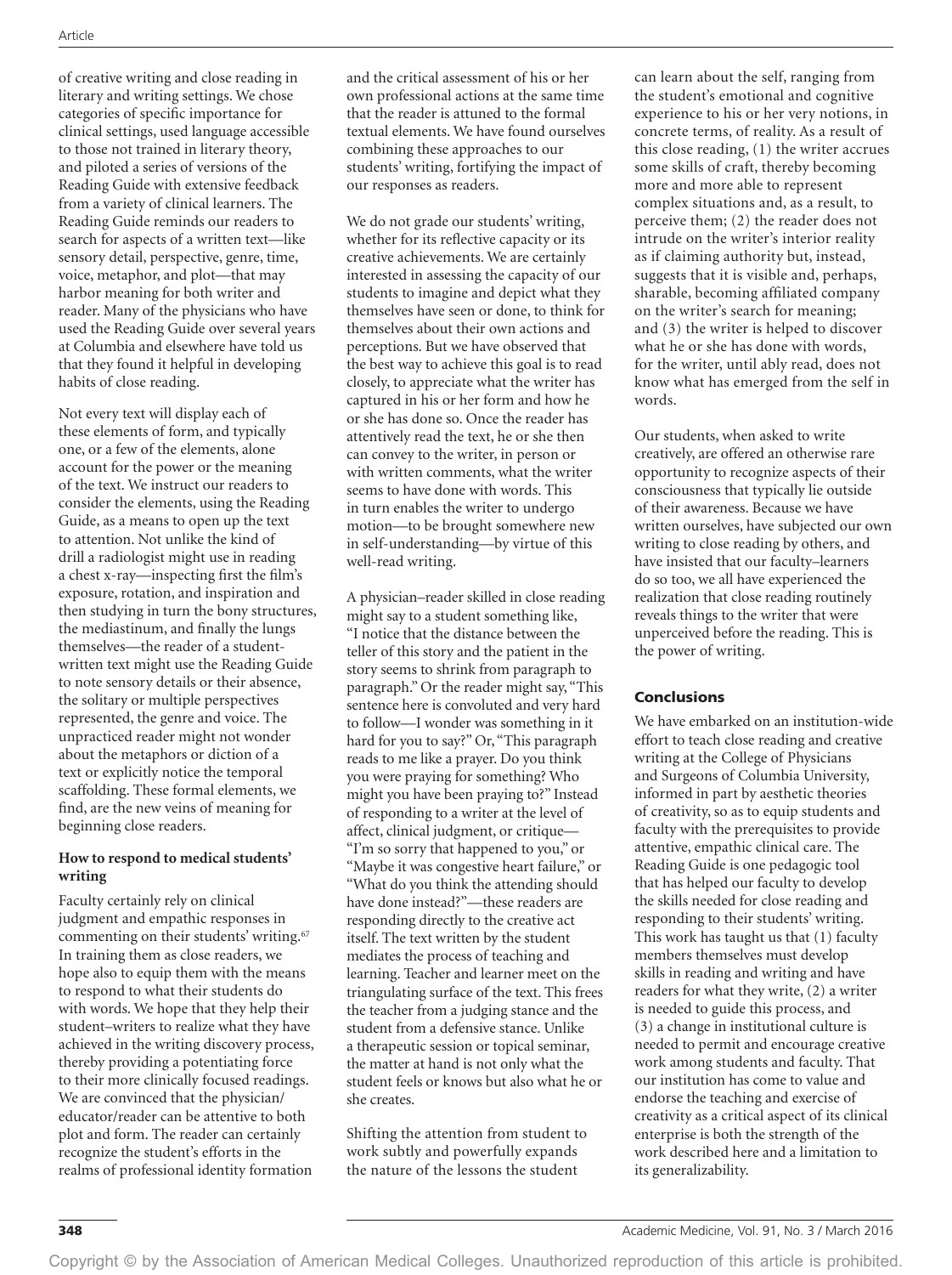of creative writing and close reading in literary and writing settings. We chose categories of specific importance for clinical settings, used language accessible to those not trained in literary theory, and piloted a series of versions of the Reading Guide with extensive feedback from a variety of clinical learners. The Reading Guide reminds our readers to search for aspects of a written text—like sensory detail, perspective, genre, time, voice, metaphor, and plot—that may harbor meaning for both writer and reader. Many of the physicians who have used the Reading Guide over several years at Columbia and elsewhere have told us that they found it helpful in developing habits of close reading.

Not every text will display each of these elements of form, and typically one, or a few of the elements, alone account for the power or the meaning of the text. We instruct our readers to consider the elements, using the Reading Guide, as a means to open up the text to attention. Not unlike the kind of drill a radiologist might use in reading a chest x-ray—inspecting first the film's exposure, rotation, and inspiration and then studying in turn the bony structures, the mediastinum, and finally the lungs themselves—the reader of a student-written text might use the Reading Guide to note sensory details or their absence, the solitary or multiple perspectives represented, the genre and voice. The unpracticed reader might not wonder about the metaphors or diction of a text or explicitly notice the temporal scaffolding. These formal elements, we find, are the new veins of meaning for beginning close readers.

### How to respond to medical students' writing

Faculty certainly rely on clinical judgment and empathic responses in commenting on their students' writing.[67] In training them as close readers, we hope also to equip them with the means to respond to what their students do with words. We hope that they help their student–writers to realize what they have achieved in the writing discovery process, thereby providing a potentiating force to their more clinically focused readings. We are convinced that the physician/educator/reader can be attentive to both plot and form. The reader can certainly recognize the student's efforts in the realms of professional identity formation and the critical assessment of his or her own professional actions at the same time that the reader is attuned to the formal textual elements. We have found ourselves combining these approaches to our students' writing, fortifying the impact of our responses as readers.

We do not grade our students' writing, whether for its reflective capacity or its creative achievements. We are certainly interested in assessing the capacity of our students to imagine and depict what they themselves have seen or done, to think for themselves about their own actions and perceptions. But we have observed that the best way to achieve this goal is to read closely, to appreciate what the writer has captured in his or her form and how he or she has done so. Once the reader has attentively read the text, he or she then can convey to the writer, in person or with written comments, what the writer seems to have done with words. This in turn enables the writer to undergo motion—to be brought somewhere new in self-understanding—by virtue of this well-read writing.

A physician–reader skilled in close reading might say to a student something like, "I notice that the distance between the teller of this story and the patient in the story seems to shrink from paragraph to paragraph." Or the reader might say, "This sentence here is convoluted and very hard to follow—I wonder was something in it hard for you to say?" Or, "This paragraph reads to me like a prayer. Do you think you were praying for something? Who might you have been praying to?" Instead of responding to a writer at the level of affect, clinical judgment, or critique—"I'm so sorry that happened to you," or "Maybe it was congestive heart failure," or "What do you think the attending should have done instead?"—these readers are responding directly to the creative act itself. The text written by the student mediates the process of teaching and learning. Teacher and learner meet on the triangulating surface of the text. This frees the teacher from a judging stance and the student from a defensive stance. Unlike a therapeutic session or topical seminar, the matter at hand is not only what the student feels or knows but also what he or she creates.

Shifting the attention from student to work subtly and powerfully expands the nature of the lessons the student can learn about the self, ranging from the student's emotional and cognitive experience to his or her very notions, in concrete terms, of reality. As a result of this close reading, (1) the writer accrues some skills of craft, thereby becoming more and more able to represent complex situations and, as a result, to perceive them; (2) the reader does not intrude on the writer's interior reality as if claiming authority but, instead, suggests that it is visible and, perhaps, sharable, becoming affiliated company on the writer's search for meaning; and (3) the writer is helped to discover what he or she has done with words, for the writer, until ably read, does not know what has emerged from the self in words.

Our students, when asked to write creatively, are offered an otherwise rare opportunity to recognize aspects of their consciousness that typically lie outside of their awareness. Because we have written ourselves, have subjected our own writing to close reading by others, and have insisted that our faculty–learners do so too, we all have experienced the realization that close reading routinely reveals things to the writer that were unperceived before the reading. This is the power of writing.

## Conclusions

We have embarked on an institution-wide effort to teach close reading and creative writing at the College of Physicians and Surgeons of Columbia University, informed in part by aesthetic theories of creativity, so as to equip students and faculty with the prerequisites to provide attentive, empathic clinical care. The Reading Guide is one pedagogic tool that has helped our faculty to develop the skills needed for close reading and responding to their students' writing. This work has taught us that (1) faculty members themselves must develop skills in reading and writing and have readers for what they write, (2) a writer is needed to guide this process, and (3) a change in institutional culture is needed to permit and encourage creative work among students and faculty. That our institution has come to value and endorse the teaching and exercise of creativity as a critical aspect of its clinical enterprise is both the strength of the work described here and a limitation to its generalizability.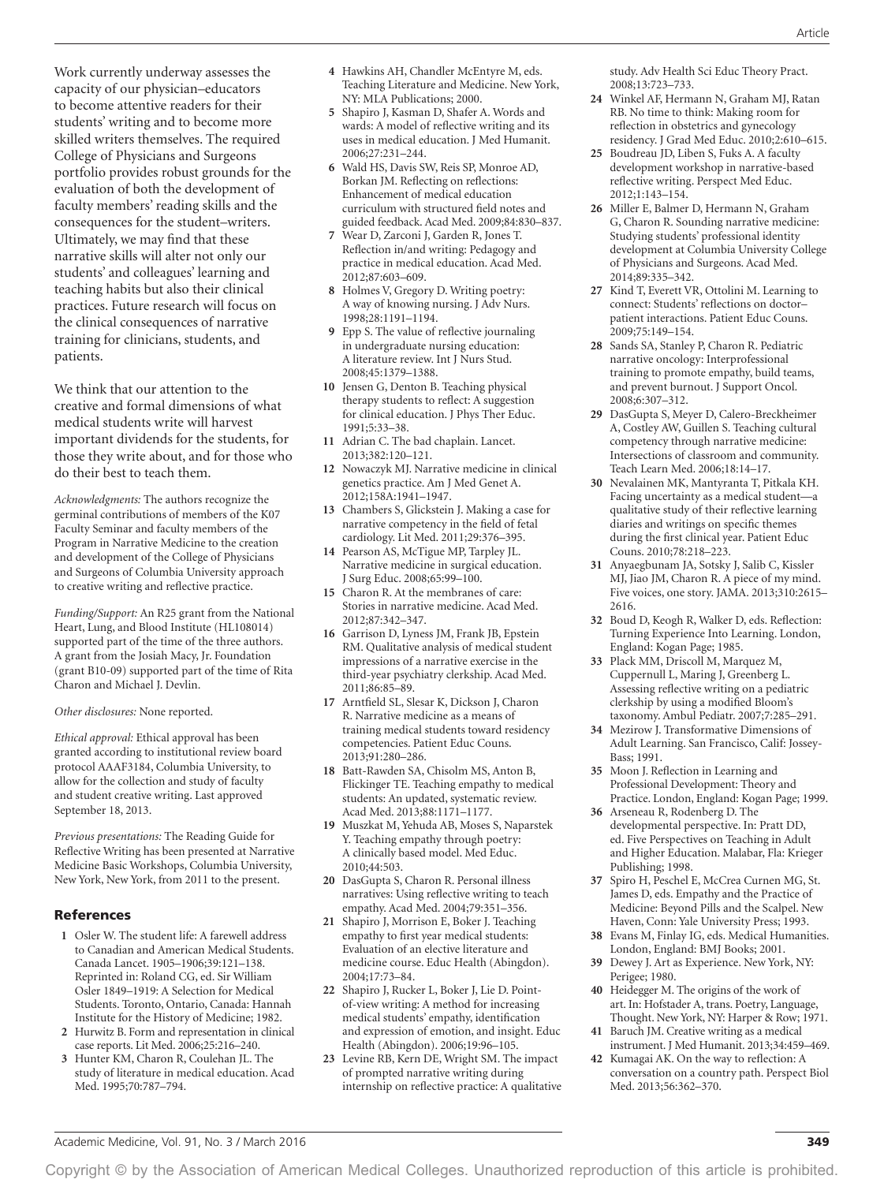Work currently underway assesses the capacity of our physician–educators to become attentive readers for their students' writing and to become more skilled writers themselves. The required College of Physicians and Surgeons portfolio provides robust grounds for the evaluation of both the development of faculty members' reading skills and the consequences for the student–writers. Ultimately, we may find that these narrative skills will alter not only our students' and colleagues' learning and teaching habits but also their clinical practices. Future research will focus on the clinical consequences of narrative training for clinicians, students, and patients.

We think that our attention to the creative and formal dimensions of what medical students write will harvest important dividends for the students, for those they write about, and for those who do their best to teach them.

*Acknowledgments:* The authors recognize the germinal contributions of members of the K07 Faculty Seminar and faculty members of the Program in Narrative Medicine to the creation and development of the College of Physicians and Surgeons of Columbia University approach to creative writing and reflective practice.

*Funding/Support:* An R25 grant from the National Heart, Lung, and Blood Institute (HL108014) supported part of the time of the three authors. A grant from the Josiah Macy, Jr. Foundation (grant B10-09) supported part of the time of Rita Charon and Michael J. Devlin.

*Other disclosures:* None reported.

*Ethical approval:* Ethical approval has been granted according to institutional review board protocol AAAF3184, Columbia University, to allow for the collection and study of faculty and student creative writing. Last approved September 18, 2013.

*Previous presentations:* The Reading Guide for Reflective Writing has been presented at Narrative Medicine Basic Workshops, Columbia University, New York, New York, from 2011 to the present.

## References

1. Osler W. The student life: A farewell address to Canadian and American Medical Students. Canada Lancet. 1905–1906;39:121–138. Reprinted in: Roland CG, ed. Sir William Osler 1849–1919: A Selection for Medical Students. Toronto, Ontario, Canada: Hannah Institute for the History of Medicine; 1982.
2. Hurwitz B. Form and representation in clinical case reports. Lit Med. 2006;25:216–240.
3. Hunter KM, Charon R, Coulehan JL. The study of literature in medical education. Acad Med. 1995;70:787–794.
4. Hawkins AH, Chandler McEntyre M, eds. Teaching Literature and Medicine. New York, NY: MLA Publications; 2000.
5. Shapiro J, Kasman D, Shafer A. Words and wards: A model of reflective writing and its uses in medical education. J Med Humanit. 2006;27:231–244.
6. Wald HS, Davis SW, Reis SP, Monroe AD, Borkan JM. Reflecting on reflections: Enhancement of medical education curriculum with structured field notes and guided feedback. Acad Med. 2009;84:830–837.
7. Wear D, Zarconi J, Garden R, Jones T. Reflection in/and writing: Pedagogy and practice in medical education. Acad Med. 2012;87:603–609.
8. Holmes V, Gregory D. Writing poetry: A way of knowing nursing. J Adv Nurs. 1998;28:1191–1194.
9. Epp S. The value of reflective journaling in undergraduate nursing education: A literature review. Int J Nurs Stud. 2008;45:1379–1388.
10. Jensen G, Denton B. Teaching physical therapy students to reflect: A suggestion for clinical education. J Phys Ther Educ. 1991;5:33–38.
11. Adrian C. The bad chaplain. Lancet. 2013;382:120–121.
12. Nowaczyk MJ. Narrative medicine in clinical genetics practice. Am J Med Genet A. 2012;158A:1941–1947.
13. Chambers S, Glickstein J. Making a case for narrative competency in the field of fetal cardiology. Lit Med. 2011;29:376–395.
14. Pearson AS, McTigue MP, Tarpley JL. Narrative medicine in surgical education. J Surg Educ. 2008;65:99–100.
15. Charon R. At the membranes of care: Stories in narrative medicine. Acad Med. 2012;87:342–347.
16. Garrison D, Lyness JM, Frank JB, Epstein RM. Qualitative analysis of medical student impressions of a narrative exercise in the third-year psychiatry clerkship. Acad Med. 2011;86:85–89.
17. Arntfield SL, Slesar K, Dickson J, Charon R. Narrative medicine as a means of training medical students toward residency competencies. Patient Educ Couns. 2013;91:280–286.
18. Batt-Rawden SA, Chisolm MS, Anton B, Flickinger TE. Teaching empathy to medical students: An updated, systematic review. Acad Med. 2013;88:1171–1177.
19. Muszkat M, Yehuda AB, Moses S, Naparstek Y. Teaching empathy through poetry: A clinically based model. Med Educ. 2010;44:503.
20. DasGupta S, Charon R. Personal illness narratives: Using reflective writing to teach empathy. Acad Med. 2004;79:351–356.
21. Shapiro J, Morrison E, Boker J. Teaching empathy to first year medical students: Evaluation of an elective literature and medicine course. Educ Health (Abingdon). 2004;17:73–84.
22. Shapiro J, Rucker L, Boker J, Lie D. Point-of-view writing: A method for increasing medical students' empathy, identification and expression of emotion, and insight. Educ Health (Abingdon). 2006;19:96–105.
23. Levine RB, Kern DE, Wright SM. The impact of prompted narrative writing during internship on reflective practice: A qualitative study. Adv Health Sci Educ Theory Pract. 2008;13:723–733.
24. Winkel AF, Hermann N, Graham MJ, Ratan RB. No time to think: Making room for reflection in obstetrics and gynecology residency. J Grad Med Educ. 2010;2:610–615.
25. Boudreau JD, Liben S, Fuks A. A faculty development workshop in narrative-based reflective writing. Perspect Med Educ. 2012;1:143–154.
26. Miller E, Balmer D, Hermann N, Graham G, Charon R. Sounding narrative medicine: Studying students' professional identity development at Columbia University College of Physicians and Surgeons. Acad Med. 2014;89:335–342.
27. Kind T, Everett VR, Ottolini M. Learning to connect: Students' reflections on doctor–patient interactions. Patient Educ Couns. 2009;75:149–154.
28. Sands SA, Stanley P, Charon R. Pediatric narrative oncology: Interprofessional training to promote empathy, build teams, and prevent burnout. J Support Oncol. 2008;6:307–312.
29. DasGupta S, Meyer D, Calero-Breckheimer A, Costley AW, Guillen S. Teaching cultural competency through narrative medicine: Intersections of classroom and community. Teach Learn Med. 2006;18:14–17.
30. Nevalainen MK, Mantyranta T, Pitkala KH. Facing uncertainty as a medical student—a qualitative study of their reflective learning diaries and writings on specific themes during the first clinical year. Patient Educ Couns. 2010;78:218–223.
31. Anyaegbunam JA, Sotsky J, Salib C, Kissler MJ, Jiao JM, Charon R. A piece of my mind. Five voices, one story. JAMA. 2013;310:2615–2616.
32. Boud D, Keogh R, Walker D, eds. Reflection: Turning Experience Into Learning. London, England: Kogan Page; 1985.
33. Plack MM, Driscoll M, Marquez M, Cuppernull L, Maring J, Greenberg L. Assessing reflective writing on a pediatric clerkship by using a modified Bloom's taxonomy. Ambul Pediatr. 2007;7:285–291.
34. Mezirow J. Transformative Dimensions of Adult Learning. San Francisco, Calif: Jossey-Bass; 1991.
35. Moon J. Reflection in Learning and Professional Development: Theory and Practice. London, England: Kogan Page; 1999.
36. Arseneau R, Rodenberg D. The developmental perspective. In: Pratt DD, ed. Five Perspectives on Teaching in Adult and Higher Education. Malabar, Fla: Krieger Publishing; 1998.
37. Spiro H, Peschel E, McCrea Curnen MG, St. James D, eds. Empathy and the Practice of Medicine: Beyond Pills and the Scalpel. New Haven, Conn: Yale University Press; 1993.
38. Evans M, Finlay IG, eds. Medical Humanities. London, England: BMJ Books; 2001.
39. Dewey J. Art as Experience. New York, NY: Perigee; 1980.
40. Heidegger M. The origins of the work of art. In: Hofstader A, trans. Poetry, Language, Thought. New York, NY: Harper & Row; 1971.
41. Baruch JM. Creative writing as a medical instrument. J Med Humanit. 2013;34:459–469.
42. Kumagai AK. On the way to reflection: A conversation on a country path. Perspect Biol Med. 2013;56:362–370.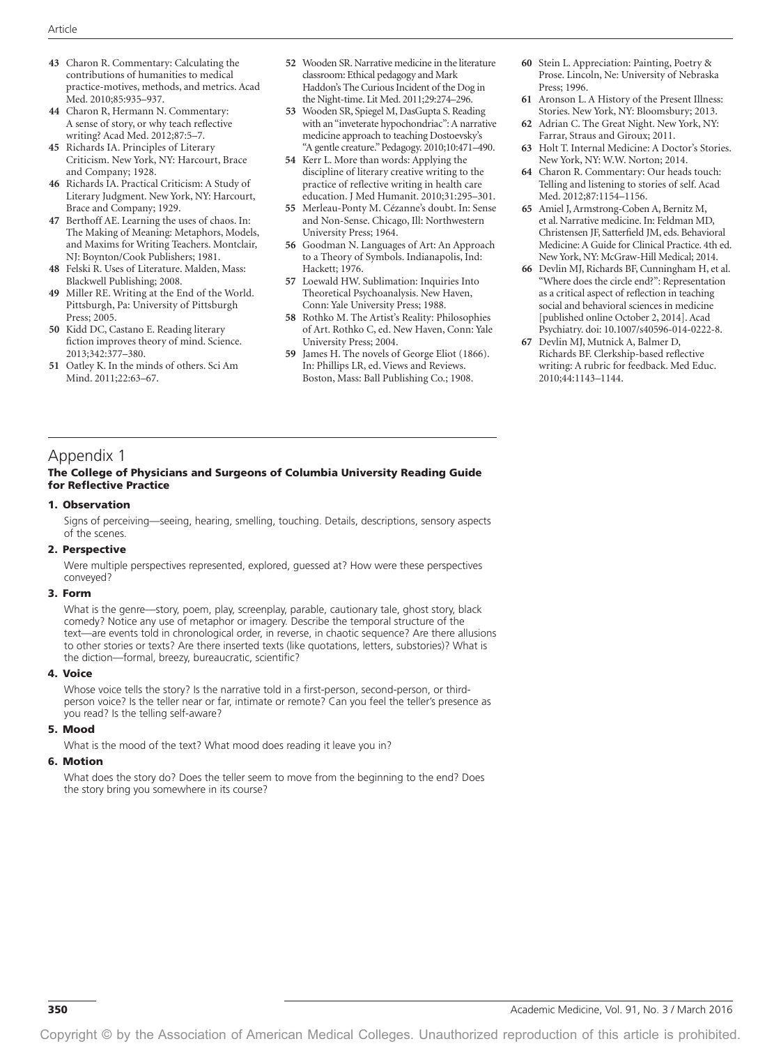43 Charon R. Commentary: Calculating the contributions of humanities to medical practice-motives, methods, and metrics. Acad Med. 2010;85:935–937.

44 Charon R, Hermann N. Commentary: A sense of story, or why teach reflective writing? Acad Med. 2012;87:5–7.

45 Richards IA. Principles of Literary Criticism. New York, NY: Harcourt, Brace and Company; 1928.

46 Richards IA. Practical Criticism: A Study of Literary Judgment. New York, NY: Harcourt, Brace and Company; 1929.

47 Berthoff AE. Learning the uses of chaos. In: The Making of Meaning: Metaphors, Models, and Maxims for Writing Teachers. Montclair, NJ: Boynton/Cook Publishers; 1981.

48 Felski R. Uses of Literature. Malden, Mass: Blackwell Publishing; 2008.

49 Miller RE. Writing at the End of the World. Pittsburgh, Pa: University of Pittsburgh Press; 2005.

50 Kidd DC, Castano E. Reading literary fiction improves theory of mind. Science. 2013;342:377–380.

51 Oatley K. In the minds of others. Sci Am Mind. 2011;22:63–67.

52 Wooden SR. Narrative medicine in the literature classroom: Ethical pedagogy and Mark Haddon's The Curious Incident of the Dog in the Night-time. Lit Med. 2011;29:274–296.

53 Wooden SR, Spiegel M, DasGupta S. Reading with an "inveterate hypochondriac": A narrative medicine approach to teaching Dostoevsky's "A gentle creature." Pedagogy. 2010;10:471–490.

54 Kerr L. More than words: Applying the discipline of literary creative writing to the practice of reflective writing in health care education. J Med Humanit. 2010;31:295–301.

55 Merleau-Ponty M. Cézanne's doubt. In: Sense and Non-Sense. Chicago, Ill: Northwestern University Press; 1964.

56 Goodman N. Languages of Art: An Approach to a Theory of Symbols. Indianapolis, Ind: Hackett; 1976.

57 Loewald HW. Sublimation: Inquiries Into Theoretical Psychoanalysis. New Haven, Conn: Yale University Press; 1988.

58 Rothko M. The Artist's Reality: Philosophies of Art. Rothko C, ed. New Haven, Conn: Yale University Press; 2004.

59 James H. The novels of George Eliot (1866). In: Phillips LR, ed. Views and Reviews. Boston, Mass: Ball Publishing Co.; 1908.

60 Stein L. Appreciation: Painting, Poetry & Prose. Lincoln, Ne: University of Nebraska Press; 1996.

61 Aronson L. A History of the Present Illness: Stories. New York, NY: Bloomsbury; 2013.

62 Adrian C. The Great Night. New York, NY: Farrar, Straus and Giroux; 2011.

63 Holt T. Internal Medicine: A Doctor's Stories. New York, NY: W.W. Norton; 2014.

64 Charon R. Commentary: Our heads touch: Telling and listening to stories of self. Acad Med. 2012;87:1154–1156.

65 Amiel J, Armstrong-Coben A, Bernitz M, et al. Narrative medicine. In: Feldman MD, Christensen JF, Satterfield JM, eds. Behavioral Medicine: A Guide for Clinical Practice. 4th ed. New York, NY: McGraw-Hill Medical; 2014.

66 Devlin MJ, Richards BF, Cunningham H, et al. "Where does the circle end?": Representation as a critical aspect of reflection in teaching social and behavioral sciences in medicine [published online October 2, 2014]. Acad Psychiatry. doi: 10.1007/s40596-014-0222-8.

67 Devlin MJ, Mutnick A, Balmer D, Richards BF. Clerkship-based reflective writing: A rubric for feedback. Med Educ. 2010;44:1143–1144.

# Appendix 1

### The College of Physicians and Surgeons of Columbia University Reading Guide for Reflective Practice

**1. Observation**

Signs of perceiving—seeing, hearing, smelling, touching. Details, descriptions, sensory aspects of the scenes.

**2. Perspective**

Were multiple perspectives represented, explored, guessed at? How were these perspectives conveyed?

**3. Form**

What is the genre—story, poem, play, screenplay, parable, cautionary tale, ghost story, black comedy? Notice any use of metaphor or imagery. Describe the temporal structure of the text—are events told in chronological order, in reverse, in chaotic sequence? Are there allusions to other stories or texts? Are there inserted texts (like quotations, letters, substories)? What is the diction—formal, breezy, bureaucratic, scientific?

**4. Voice**

Whose voice tells the story? Is the narrative told in a first-person, second-person, or third-person voice? Is the teller near or far, intimate or remote? Can you feel the teller's presence as you read? Is the telling self-aware?

**5. Mood**

What is the mood of the text? What mood does reading it leave you in?

**6. Motion**

What does the story do? Does the teller seem to move from the beginning to the end? Does the story bring you somewhere in its course?